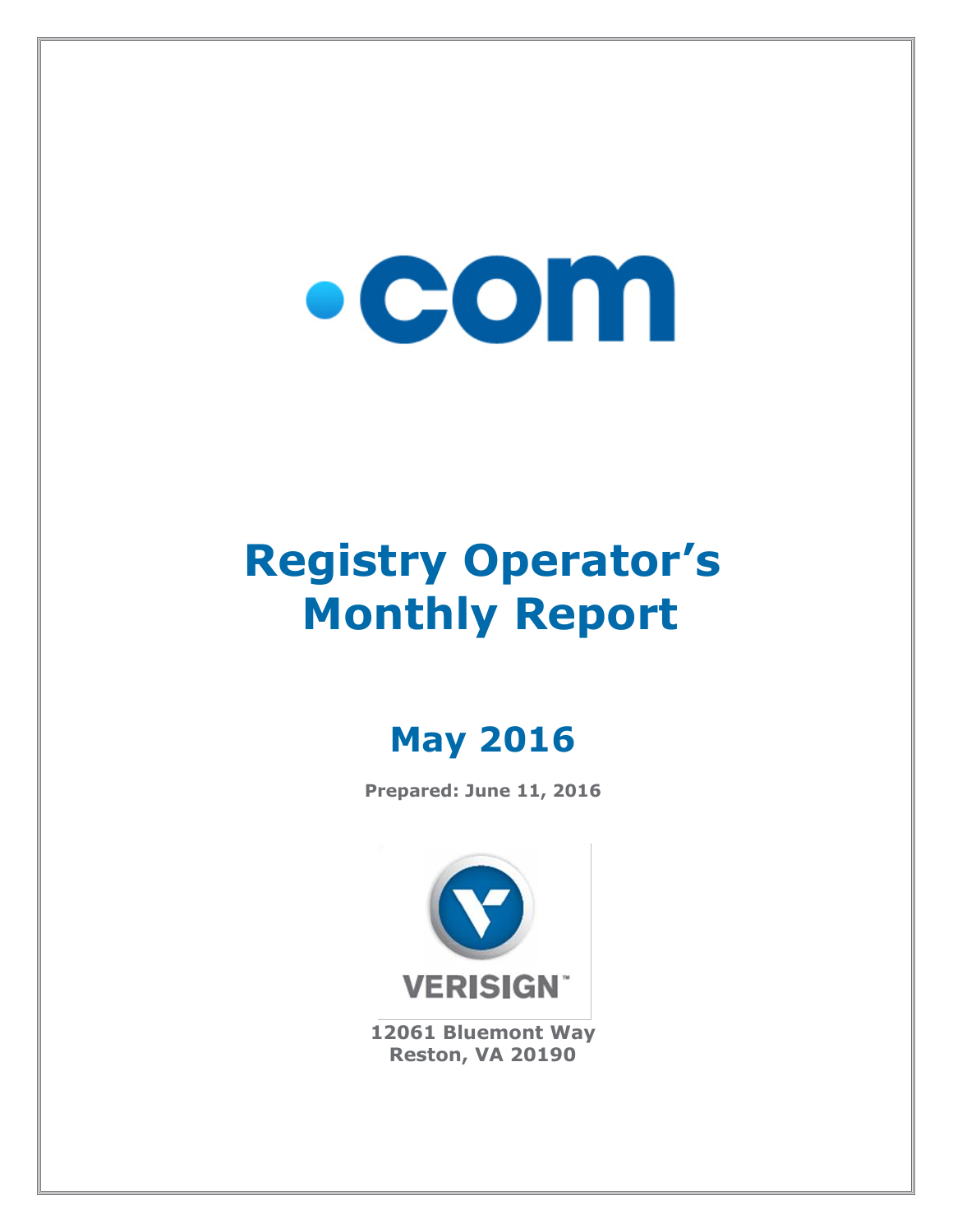.com

# Registry Operator's Monthly Report

## May 2016

**Prepared: June 11, 2016**

VERISIGN™

**12061 Bluemont Way**
**Reston, VA 20190**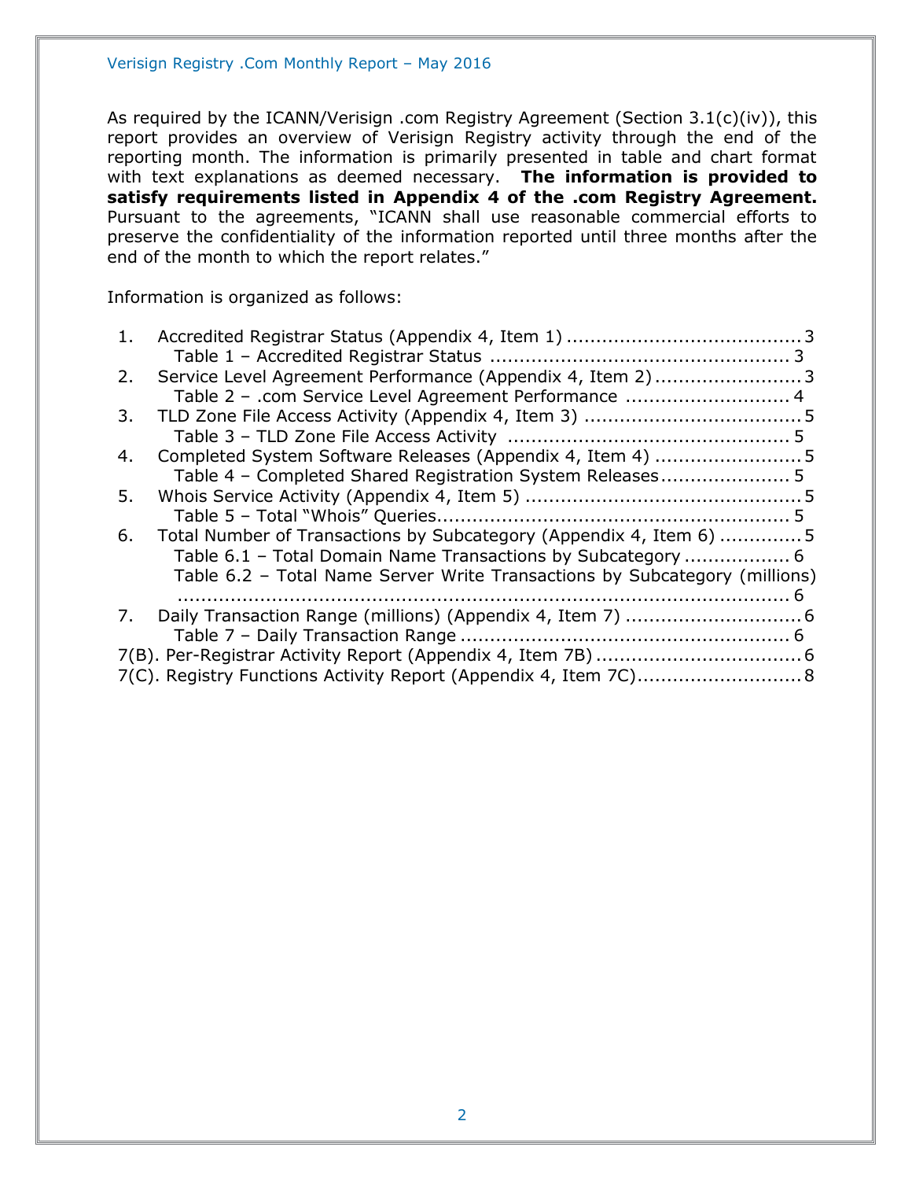As required by the ICANN/Verisign .com Registry Agreement (Section 3.1(c)(iv)), this report provides an overview of Verisign Registry activity through the end of the reporting month. The information is primarily presented in table and chart format with text explanations as deemed necessary. **The information is provided to satisfy requirements listed in Appendix 4 of the .com Registry Agreement.** Pursuant to the agreements, "ICANN shall use reasonable commercial efforts to preserve the confidentiality of the information reported until three months after the end of the month to which the report relates."

Information is organized as follows:

1. Accredited Registrar Status (Appendix 4, Item 1) ........................................ 3
   - Table 1 – Accredited Registrar Status .................................................. 3
2. Service Level Agreement Performance (Appendix 4, Item 2) ......................... 3
   - Table 2 – .com Service Level Agreement Performance ............................ 4
3. TLD Zone File Access Activity (Appendix 4, Item 3) ..................................... 5
   - Table 3 – TLD Zone File Access Activity ................................................ 5
4. Completed System Software Releases (Appendix 4, Item 4) ......................... 5
   - Table 4 – Completed Shared Registration System Releases ...................... 5
5. Whois Service Activity (Appendix 4, Item 5) ................................................ 5
   - Table 5 – Total "Whois" Queries............................................................ 5
6. Total Number of Transactions by Subcategory (Appendix 4, Item 6) .............. 5
   - Table 6.1 – Total Domain Name Transactions by Subcategory .................. 6
   - Table 6.2 – Total Name Server Write Transactions by Subcategory (millions) ........................................................................................ 6
7. Daily Transaction Range (millions) (Appendix 4, Item 7) .............................. 6
   - Table 7 – Daily Transaction Range ........................................................ 6

7(B). Per-Registrar Activity Report (Appendix 4, Item 7B) ................................... 6

7(C). Registry Functions Activity Report (Appendix 4, Item 7C)............................ 8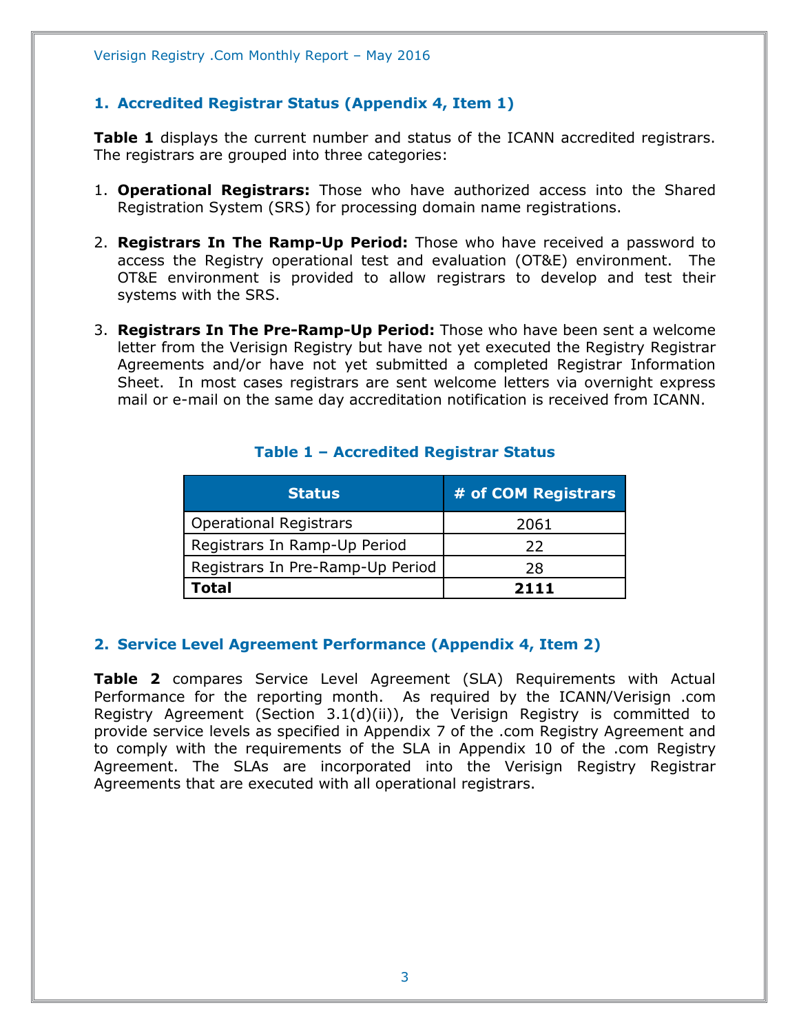## 1. Accredited Registrar Status (Appendix 4, Item 1)

**Table 1** displays the current number and status of the ICANN accredited registrars. The registrars are grouped into three categories:

1. **Operational Registrars:** Those who have authorized access into the Shared Registration System (SRS) for processing domain name registrations.

2. **Registrars In The Ramp-Up Period:** Those who have received a password to access the Registry operational test and evaluation (OT&E) environment. The OT&E environment is provided to allow registrars to develop and test their systems with the SRS.

3. **Registrars In The Pre-Ramp-Up Period:** Those who have been sent a welcome letter from the Verisign Registry but have not yet executed the Registry Registrar Agreements and/or have not yet submitted a completed Registrar Information Sheet. In most cases registrars are sent welcome letters via overnight express mail or e-mail on the same day accreditation notification is received from ICANN.

### Table 1 – Accredited Registrar Status

| Status | # of COM Registrars |
|---|---|
| Operational Registrars | 2061 |
| Registrars In Ramp-Up Period | 22 |
| Registrars In Pre-Ramp-Up Period | 28 |
| **Total** | **2111** |

## 2. Service Level Agreement Performance (Appendix 4, Item 2)

**Table 2** compares Service Level Agreement (SLA) Requirements with Actual Performance for the reporting month. As required by the ICANN/Verisign .com Registry Agreement (Section 3.1(d)(ii)), the Verisign Registry is committed to provide service levels as specified in Appendix 7 of the .com Registry Agreement and to comply with the requirements of the SLA in Appendix 10 of the .com Registry Agreement. The SLAs are incorporated into the Verisign Registry Registrar Agreements that are executed with all operational registrars.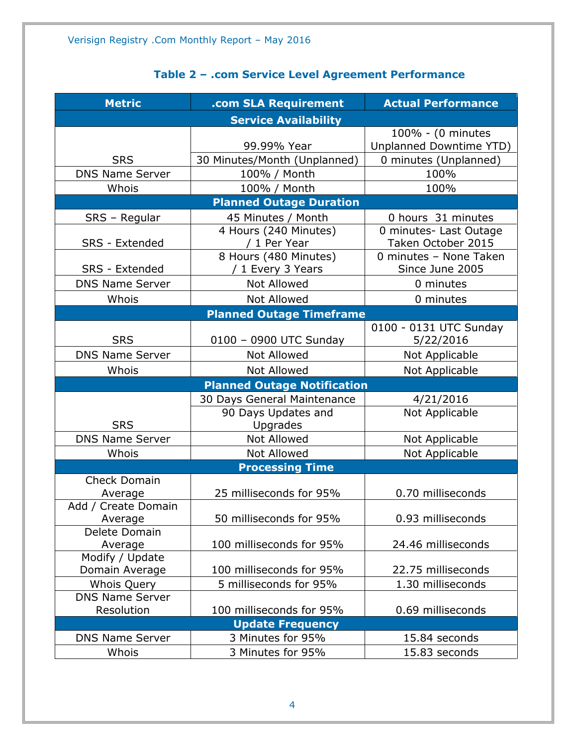### Table 2 – .com Service Level Agreement Performance

| Metric | .com SLA Requirement | Actual Performance |
|---|---|---|
| **Service Availability** | | |
| SRS | 99.99% Year | 100% - (0 minutes Unplanned Downtime YTD) |
| | 30 Minutes/Month (Unplanned) | 0 minutes (Unplanned) |
| DNS Name Server | 100% / Month | 100% |
| Whois | 100% / Month | 100% |
| **Planned Outage Duration** | | |
| SRS – Regular | 45 Minutes / Month | 0 hours 31 minutes |
| SRS - Extended | 4 Hours (240 Minutes) / 1 Per Year | 0 minutes- Last Outage Taken October 2015 |
| SRS - Extended | 8 Hours (480 Minutes) / 1 Every 3 Years | 0 minutes – None Taken Since June 2005 |
| DNS Name Server | Not Allowed | 0 minutes |
| Whois | Not Allowed | 0 minutes |
| **Planned Outage Timeframe** | | |
| SRS | 0100 – 0900 UTC Sunday | 0100 - 0131 UTC Sunday 5/22/2016 |
| DNS Name Server | Not Allowed | Not Applicable |
| Whois | Not Allowed | Not Applicable |
| **Planned Outage Notification** | | |
| SRS | 30 Days General Maintenance | 4/21/2016 |
| | 90 Days Updates and Upgrades | Not Applicable |
| DNS Name Server | Not Allowed | Not Applicable |
| Whois | Not Allowed | Not Applicable |
| **Processing Time** | | |
| Check Domain Average | 25 milliseconds for 95% | 0.70 milliseconds |
| Add / Create Domain Average | 50 milliseconds for 95% | 0.93 milliseconds |
| Delete Domain Average | 100 milliseconds for 95% | 24.46 milliseconds |
| Modify / Update Domain Average | 100 milliseconds for 95% | 22.75 milliseconds |
| Whois Query | 5 milliseconds for 95% | 1.30 milliseconds |
| DNS Name Server Resolution | 100 milliseconds for 95% | 0.69 milliseconds |
| **Update Frequency** | | |
| DNS Name Server | 3 Minutes for 95% | 15.84 seconds |
| Whois | 3 Minutes for 95% | 15.83 seconds |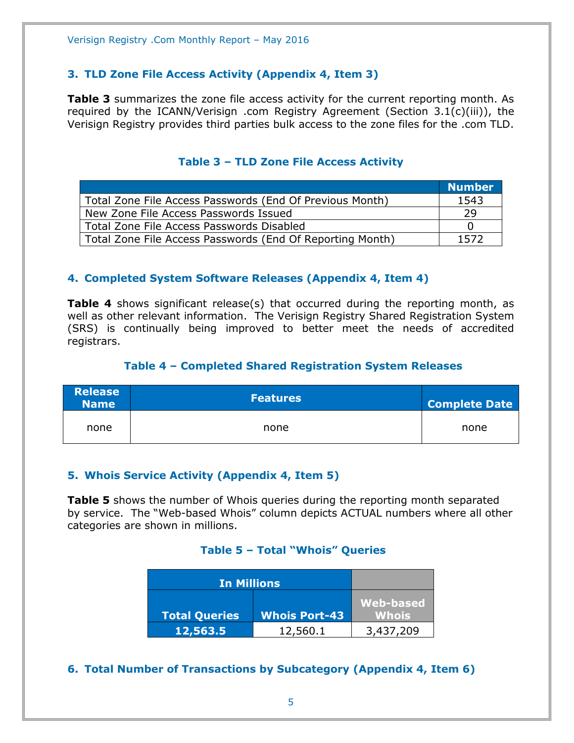## 3. TLD Zone File Access Activity (Appendix 4, Item 3)

**Table 3** summarizes the zone file access activity for the current reporting month. As required by the ICANN/Verisign .com Registry Agreement (Section 3.1(c)(iii)), the Verisign Registry provides third parties bulk access to the zone files for the .com TLD.

### Table 3 – TLD Zone File Access Activity

| | Number |
|---|---|
| Total Zone File Access Passwords (End Of Previous Month) | 1543 |
| New Zone File Access Passwords Issued | 29 |
| Total Zone File Access Passwords Disabled | 0 |
| Total Zone File Access Passwords (End Of Reporting Month) | 1572 |

## 4. Completed System Software Releases (Appendix 4, Item 4)

**Table 4** shows significant release(s) that occurred during the reporting month, as well as other relevant information. The Verisign Registry Shared Registration System (SRS) is continually being improved to better meet the needs of accredited registrars.

### Table 4 – Completed Shared Registration System Releases

| Release Name | Features | Complete Date |
|---|---|---|
| none | none | none |

## 5. Whois Service Activity (Appendix 4, Item 5)

**Table 5** shows the number of Whois queries during the reporting month separated by service. The "Web-based Whois" column depicts ACTUAL numbers where all other categories are shown in millions.

### Table 5 – Total "Whois" Queries

| In Millions | | |
|---|---|---|
| Total Queries | Whois Port-43 | Web-based Whois |
| **12,563.5** | 12,560.1 | 3,437,209 |

## 6. Total Number of Transactions by Subcategory (Appendix 4, Item 6)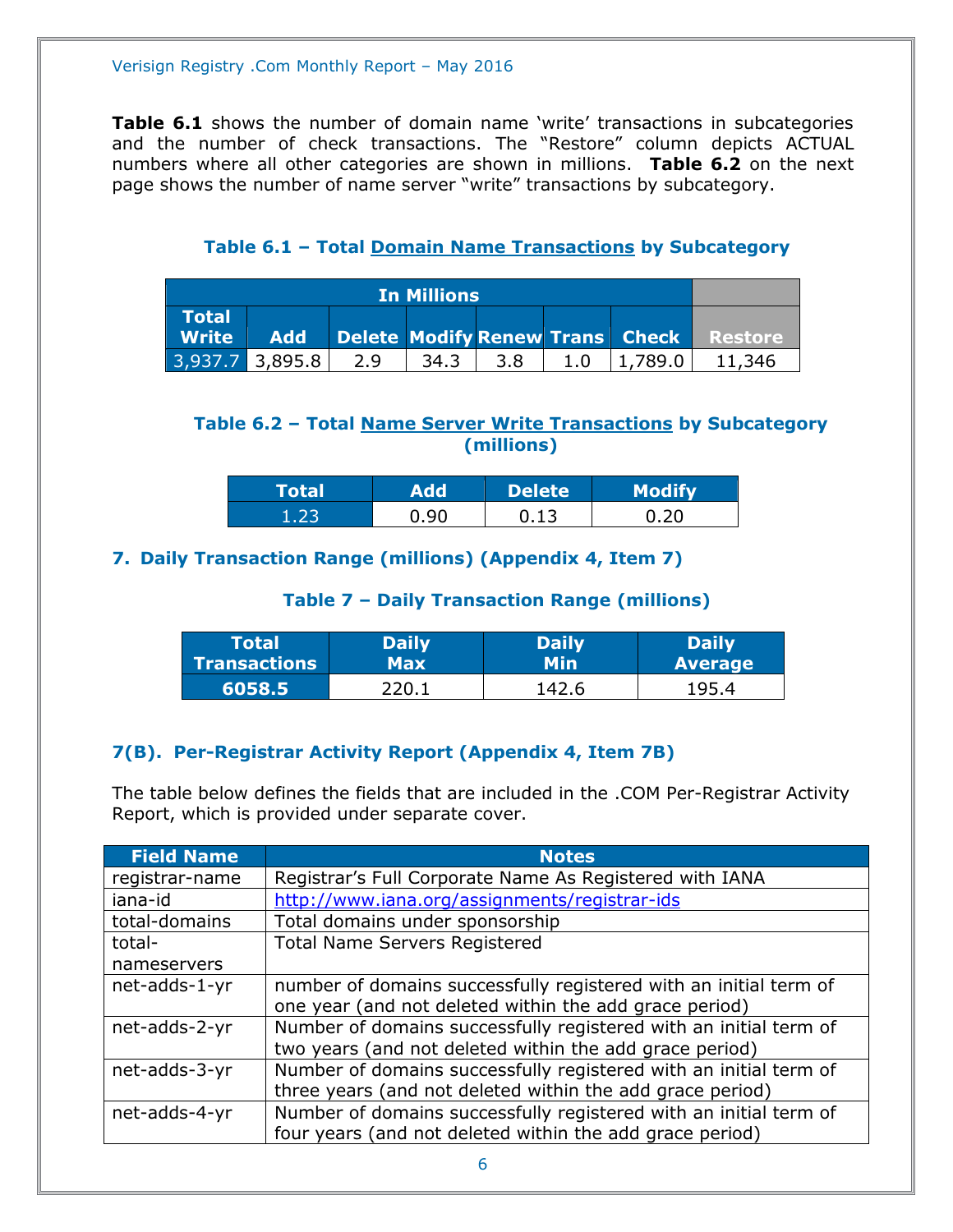**Table 6.1** shows the number of domain name 'write' transactions in subcategories and the number of check transactions. The "Restore" column depicts ACTUAL numbers where all other categories are shown in millions. **Table 6.2** on the next page shows the number of name server "write" transactions by subcategory.

### Table 6.1 – Total Domain Name Transactions by Subcategory

| In Millions | | | | | | | |
|---|---|---|---|---|---|---|---|
| Total Write | Add | Delete | Modify | Renew | Trans | Check | Restore |
| 3,937.7 | 3,895.8 | 2.9 | 34.3 | 3.8 | 1.0 | 1,789.0 | 11,346 |

### Table 6.2 – Total Name Server Write Transactions by Subcategory (millions)

| Total | Add | Delete | Modify |
|---|---|---|---|
| 1.23 | 0.90 | 0.13 | 0.20 |

## 7. Daily Transaction Range (millions) (Appendix 4, Item 7)

### Table 7 – Daily Transaction Range (millions)

| Total Transactions | Daily Max | Daily Min | Daily Average |
|---|---|---|---|
| 6058.5 | 220.1 | 142.6 | 195.4 |

## 7(B). Per-Registrar Activity Report (Appendix 4, Item 7B)

The table below defines the fields that are included in the .COM Per-Registrar Activity Report, which is provided under separate cover.

| Field Name | Notes |
|---|---|
| registrar-name | Registrar's Full Corporate Name As Registered with IANA |
| iana-id | http://www.iana.org/assignments/registrar-ids |
| total-domains | Total domains under sponsorship |
| total-nameservers | Total Name Servers Registered |
| net-adds-1-yr | number of domains successfully registered with an initial term of one year (and not deleted within the add grace period) |
| net-adds-2-yr | Number of domains successfully registered with an initial term of two years (and not deleted within the add grace period) |
| net-adds-3-yr | Number of domains successfully registered with an initial term of three years (and not deleted within the add grace period) |
| net-adds-4-yr | Number of domains successfully registered with an initial term of four years (and not deleted within the add grace period) |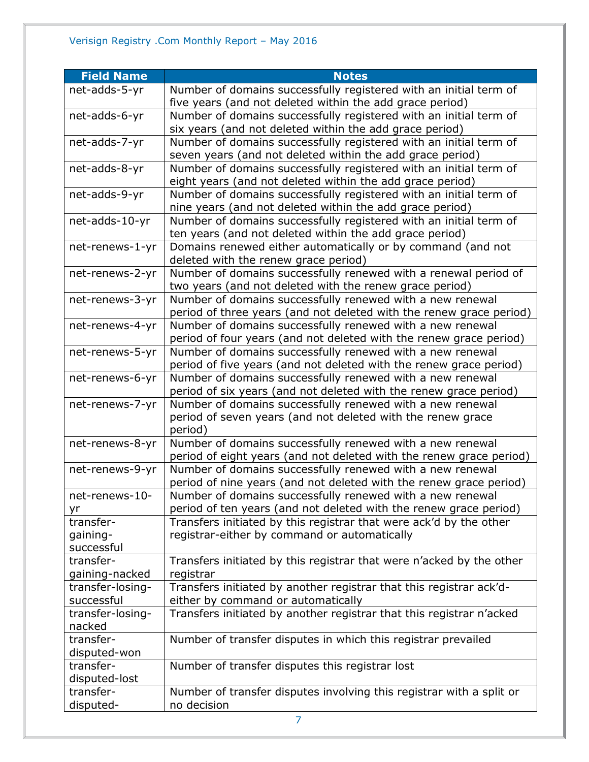| Field Name | Notes |
|---|---|
| net-adds-5-yr | Number of domains successfully registered with an initial term of five years (and not deleted within the add grace period) |
| net-adds-6-yr | Number of domains successfully registered with an initial term of six years (and not deleted within the add grace period) |
| net-adds-7-yr | Number of domains successfully registered with an initial term of seven years (and not deleted within the add grace period) |
| net-adds-8-yr | Number of domains successfully registered with an initial term of eight years (and not deleted within the add grace period) |
| net-adds-9-yr | Number of domains successfully registered with an initial term of nine years (and not deleted within the add grace period) |
| net-adds-10-yr | Number of domains successfully registered with an initial term of ten years (and not deleted within the add grace period) |
| net-renews-1-yr | Domains renewed either automatically or by command (and not deleted with the renew grace period) |
| net-renews-2-yr | Number of domains successfully renewed with a renewal period of two years (and not deleted with the renew grace period) |
| net-renews-3-yr | Number of domains successfully renewed with a new renewal period of three years (and not deleted with the renew grace period) |
| net-renews-4-yr | Number of domains successfully renewed with a new renewal period of four years (and not deleted with the renew grace period) |
| net-renews-5-yr | Number of domains successfully renewed with a new renewal period of five years (and not deleted with the renew grace period) |
| net-renews-6-yr | Number of domains successfully renewed with a new renewal period of six years (and not deleted with the renew grace period) |
| net-renews-7-yr | Number of domains successfully renewed with a new renewal period of seven years (and not deleted with the renew grace period) |
| net-renews-8-yr | Number of domains successfully renewed with a new renewal period of eight years (and not deleted with the renew grace period) |
| net-renews-9-yr | Number of domains successfully renewed with a new renewal period of nine years (and not deleted with the renew grace period) |
| net-renews-10-yr | Number of domains successfully renewed with a new renewal period of ten years (and not deleted with the renew grace period) |
| transfer-gaining-successful | Transfers initiated by this registrar that were ack'd by the other registrar-either by command or automatically |
| transfer-gaining-nacked | Transfers initiated by this registrar that were n'acked by the other registrar |
| transfer-losing-successful | Transfers initiated by another registrar that this registrar ack'd-either by command or automatically |
| transfer-losing-nacked | Transfers initiated by another registrar that this registrar n'acked |
| transfer-disputed-won | Number of transfer disputes in which this registrar prevailed |
| transfer-disputed-lost | Number of transfer disputes this registrar lost |
| transfer-disputed- | Number of transfer disputes involving this registrar with a split or no decision |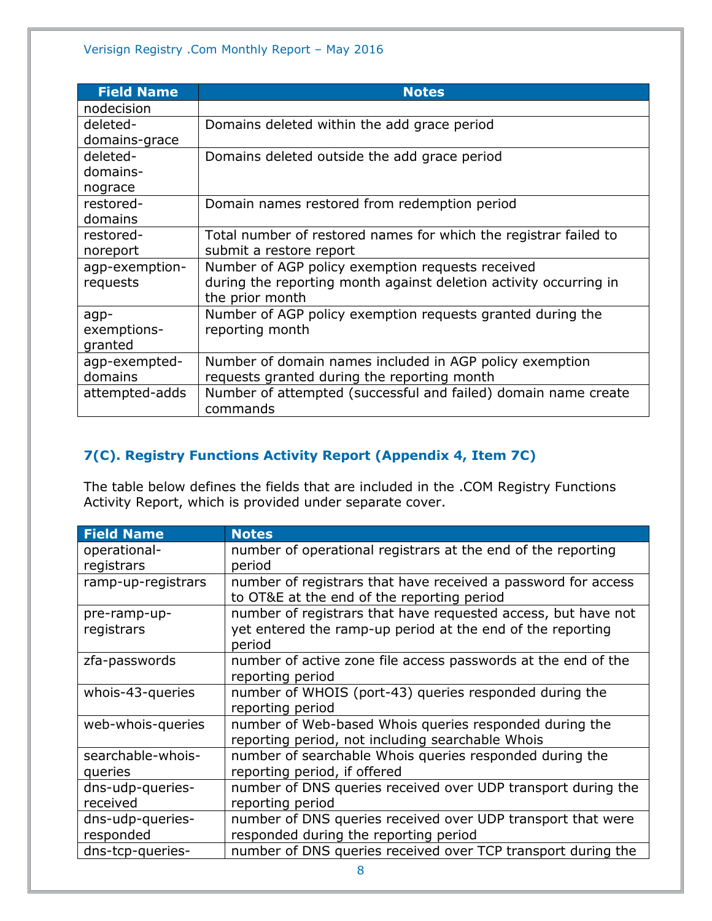| Field Name | Notes |
| --- | --- |
| nodecision | |
| deleted-domains-grace | Domains deleted within the add grace period |
| deleted-domains-nograce | Domains deleted outside the add grace period |
| restored-domains | Domain names restored from redemption period |
| restored-noreport | Total number of restored names for which the registrar failed to submit a restore report |
| agp-exemption-requests | Number of AGP policy exemption requests received during the reporting month against deletion activity occurring in the prior month |
| agp-exemptions-granted | Number of AGP policy exemption requests granted during the reporting month |
| agp-exempted-domains | Number of domain names included in AGP policy exemption requests granted during the reporting month |
| attempted-adds | Number of attempted (successful and failed) domain name create commands |

## 7(C). Registry Functions Activity Report (Appendix 4, Item 7C)

The table below defines the fields that are included in the .COM Registry Functions Activity Report, which is provided under separate cover.

| Field Name | Notes |
| --- | --- |
| operational-registrars | number of operational registrars at the end of the reporting period |
| ramp-up-registrars | number of registrars that have received a password for access to OT&E at the end of the reporting period |
| pre-ramp-up-registrars | number of registrars that have requested access, but have not yet entered the ramp-up period at the end of the reporting period |
| zfa-passwords | number of active zone file access passwords at the end of the reporting period |
| whois-43-queries | number of WHOIS (port-43) queries responded during the reporting period |
| web-whois-queries | number of Web-based Whois queries responded during the reporting period, not including searchable Whois |
| searchable-whois-queries | number of searchable Whois queries responded during the reporting period, if offered |
| dns-udp-queries-received | number of DNS queries received over UDP transport during the reporting period |
| dns-udp-queries-responded | number of DNS queries received over UDP transport that were responded during the reporting period |
| dns-tcp-queries- | number of DNS queries received over TCP transport during the |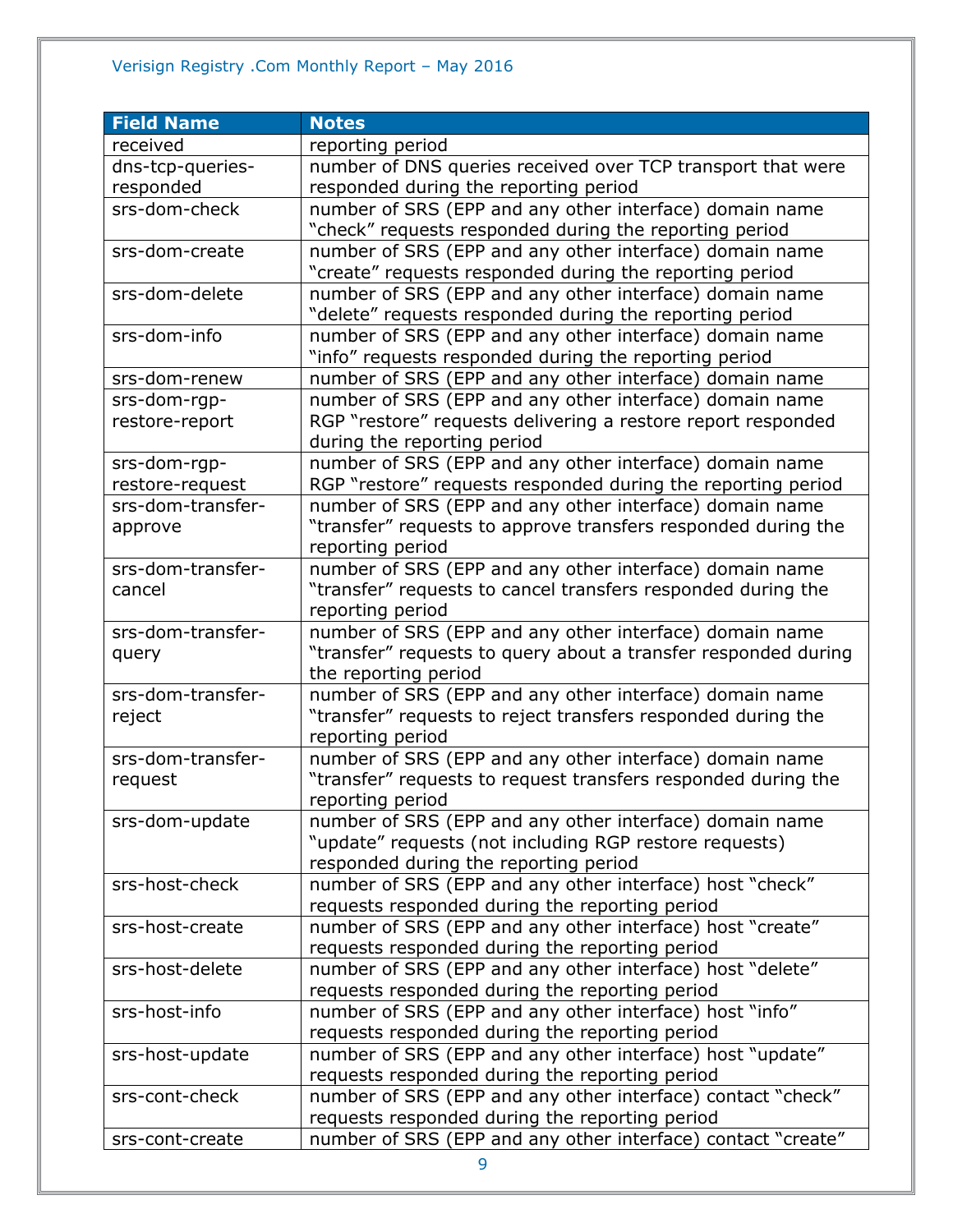| Field Name | Notes |
|---|---|
| received | reporting period |
| dns-tcp-queries-responded | number of DNS queries received over TCP transport that were responded during the reporting period |
| srs-dom-check | number of SRS (EPP and any other interface) domain name “check” requests responded during the reporting period |
| srs-dom-create | number of SRS (EPP and any other interface) domain name “create” requests responded during the reporting period |
| srs-dom-delete | number of SRS (EPP and any other interface) domain name “delete” requests responded during the reporting period |
| srs-dom-info | number of SRS (EPP and any other interface) domain name “info” requests responded during the reporting period |
| srs-dom-renew | number of SRS (EPP and any other interface) domain name |
| srs-dom-rgp-restore-report | number of SRS (EPP and any other interface) domain name RGP “restore” requests delivering a restore report responded during the reporting period |
| srs-dom-rgp-restore-request | number of SRS (EPP and any other interface) domain name RGP “restore” requests responded during the reporting period |
| srs-dom-transfer-approve | number of SRS (EPP and any other interface) domain name “transfer” requests to approve transfers responded during the reporting period |
| srs-dom-transfer-cancel | number of SRS (EPP and any other interface) domain name “transfer” requests to cancel transfers responded during the reporting period |
| srs-dom-transfer-query | number of SRS (EPP and any other interface) domain name “transfer” requests to query about a transfer responded during the reporting period |
| srs-dom-transfer-reject | number of SRS (EPP and any other interface) domain name “transfer” requests to reject transfers responded during the reporting period |
| srs-dom-transfer-request | number of SRS (EPP and any other interface) domain name “transfer” requests to request transfers responded during the reporting period |
| srs-dom-update | number of SRS (EPP and any other interface) domain name “update” requests (not including RGP restore requests) responded during the reporting period |
| srs-host-check | number of SRS (EPP and any other interface) host “check” requests responded during the reporting period |
| srs-host-create | number of SRS (EPP and any other interface) host “create” requests responded during the reporting period |
| srs-host-delete | number of SRS (EPP and any other interface) host “delete” requests responded during the reporting period |
| srs-host-info | number of SRS (EPP and any other interface) host “info” requests responded during the reporting period |
| srs-host-update | number of SRS (EPP and any other interface) host “update” requests responded during the reporting period |
| srs-cont-check | number of SRS (EPP and any other interface) contact “check” requests responded during the reporting period |
| srs-cont-create | number of SRS (EPP and any other interface) contact “create” |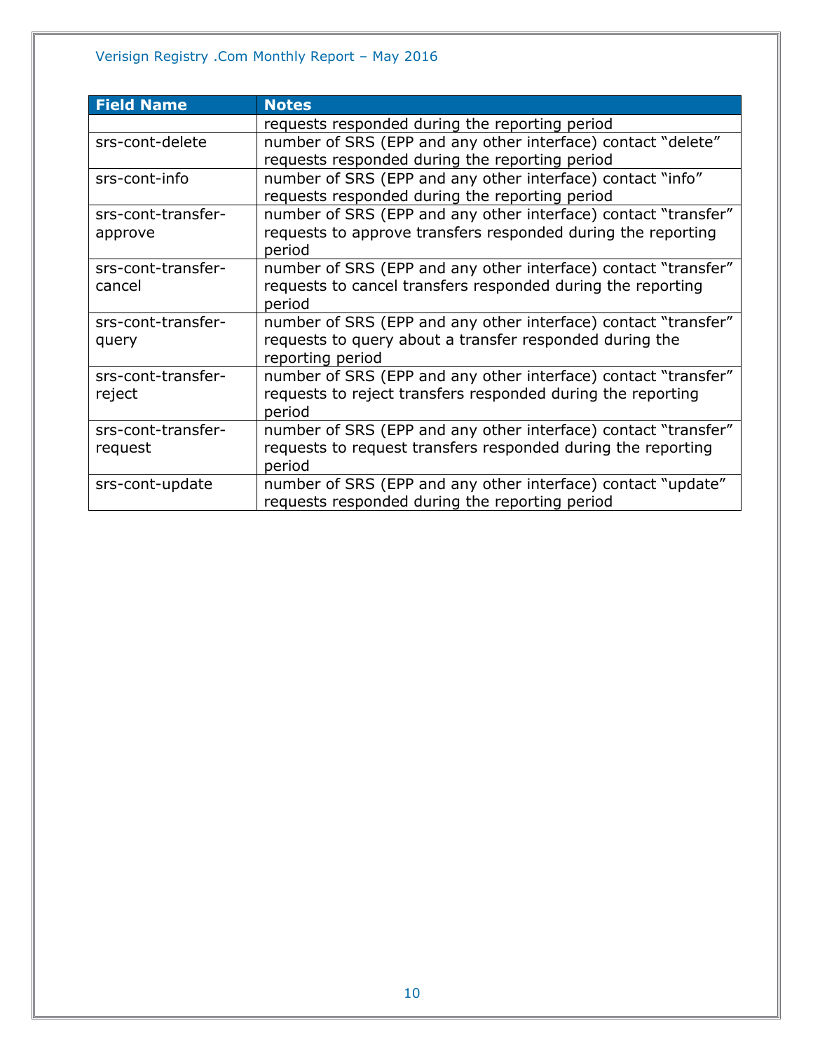| Field Name | Notes |
|---|---|
| | requests responded during the reporting period |
| srs-cont-delete | number of SRS (EPP and any other interface) contact “delete” requests responded during the reporting period |
| srs-cont-info | number of SRS (EPP and any other interface) contact “info” requests responded during the reporting period |
| srs-cont-transfer-approve | number of SRS (EPP and any other interface) contact “transfer” requests to approve transfers responded during the reporting period |
| srs-cont-transfer-cancel | number of SRS (EPP and any other interface) contact “transfer” requests to cancel transfers responded during the reporting period |
| srs-cont-transfer-query | number of SRS (EPP and any other interface) contact “transfer” requests to query about a transfer responded during the reporting period |
| srs-cont-transfer-reject | number of SRS (EPP and any other interface) contact “transfer” requests to reject transfers responded during the reporting period |
| srs-cont-transfer-request | number of SRS (EPP and any other interface) contact “transfer” requests to request transfers responded during the reporting period |
| srs-cont-update | number of SRS (EPP and any other interface) contact “update” requests responded during the reporting period |